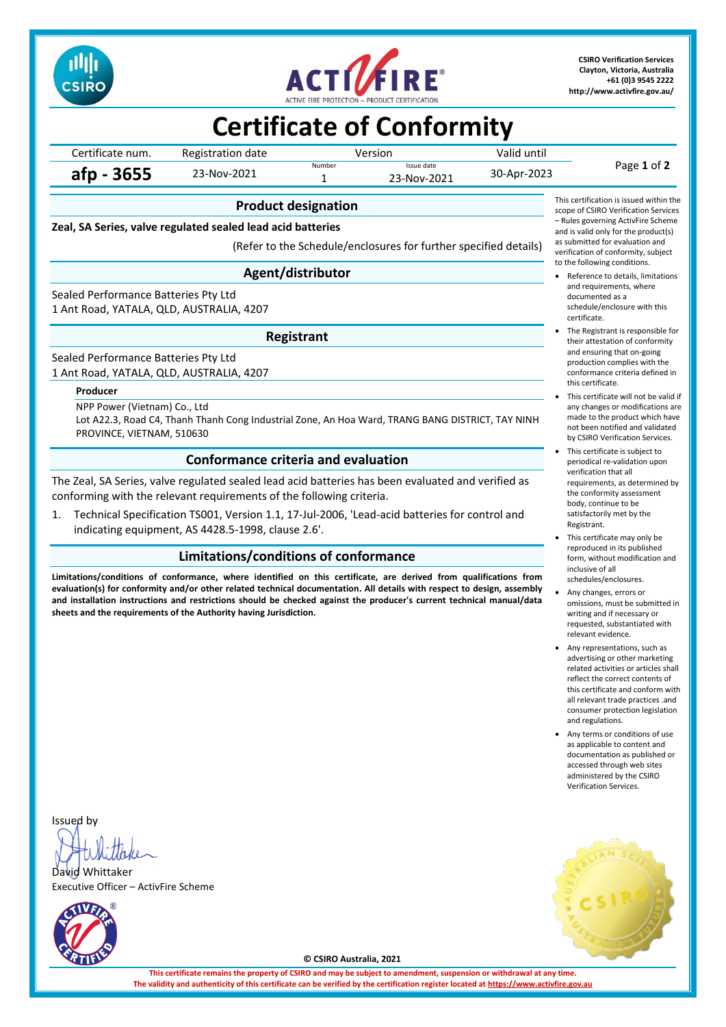CSIRO Verification Services
Clayton, Victoria, Australia
+61 (0)3 9545 2222
http://www.activfire.gov.au/

# Certificate of Conformity

| Certificate num. | Registration date | Version | | Valid until |
|---|---|---|---|---|
| | | Number | Issue date | |
| **afp - 3655** | 23-Nov-2021 | 1 | 23-Nov-2021 | 30-Apr-2023 |

## Product designation

**Zeal, SA Series, valve regulated sealed lead acid batteries**

(Refer to the Schedule/enclosures for further specified details)

## Agent/distributor

Sealed Performance Batteries Pty Ltd
1 Ant Road, YATALA, QLD, AUSTRALIA, 4207

## Registrant

Sealed Performance Batteries Pty Ltd
1 Ant Road, YATALA, QLD, AUSTRALIA, 4207

### Producer

NPP Power (Vietnam) Co., Ltd
Lot A22.3, Road C4, Thanh Thanh Cong Industrial Zone, An Hoa Ward, TRANG BANG DISTRICT, TAY NINH PROVINCE, VIETNAM, 510630

## Conformance criteria and evaluation

The Zeal, SA Series, valve regulated sealed lead acid batteries has been evaluated and verified as conforming with the relevant requirements of the following criteria.

1. Technical Specification TS001, Version 1.1, 17-Jul-2006, 'Lead-acid batteries for control and indicating equipment, AS 4428.5-1998, clause 2.6'.

## Limitations/conditions of conformance

**Limitations/conditions of conformance, where identified on this certificate, are derived from qualifications from evaluation(s) for conformity and/or other related technical documentation. All details with respect to design, assembly and installation instructions and restrictions should be checked against the producer's current technical manual/data sheets and the requirements of the Authority having Jurisdiction.**

This certification is issued within the scope of CSIRO Verification Services – Rules governing ActivFire Scheme and is valid only for the product(s) as submitted for evaluation and verification of conformity, subject to the following conditions.

- Reference to details, limitations and requirements, where documented as a schedule/enclosure with this certificate.
- The Registrant is responsible for their attestation of conformity and ensuring that on-going production complies with the conformance criteria defined in this certificate.
- This certificate will not be valid if any changes or modifications are made to the product which have not been notified and validated by CSIRO Verification Services.
- This certificate is subject to periodical re-validation upon verification that all requirements, as determined by the conformity assessment body, continue to be satisfactorily met by the Registrant.
- This certificate may only be reproduced in its published form, without modification and inclusive of all schedules/enclosures.
- Any changes, errors or omissions, must be submitted in writing and if necessary or requested, substantiated with relevant evidence.
- Any representations, such as advertising or other marketing related activities or articles shall reflect the correct contents of this certificate and conform with all relevant trade practices .and consumer protection legislation and regulations.
- Any terms or conditions of use as applicable to content and documentation as published or accessed through web sites administered by the CSIRO Verification Services.

Issued by

David Whittaker
Executive Officer – ActivFire Scheme

© CSIRO Australia, 2021

**This certificate remains the property of CSIRO and may be subject to amendment, suspension or withdrawal at any time.**
**The validity and authenticity of this certificate can be verified by the certification register located at https://www.activfire.gov.au**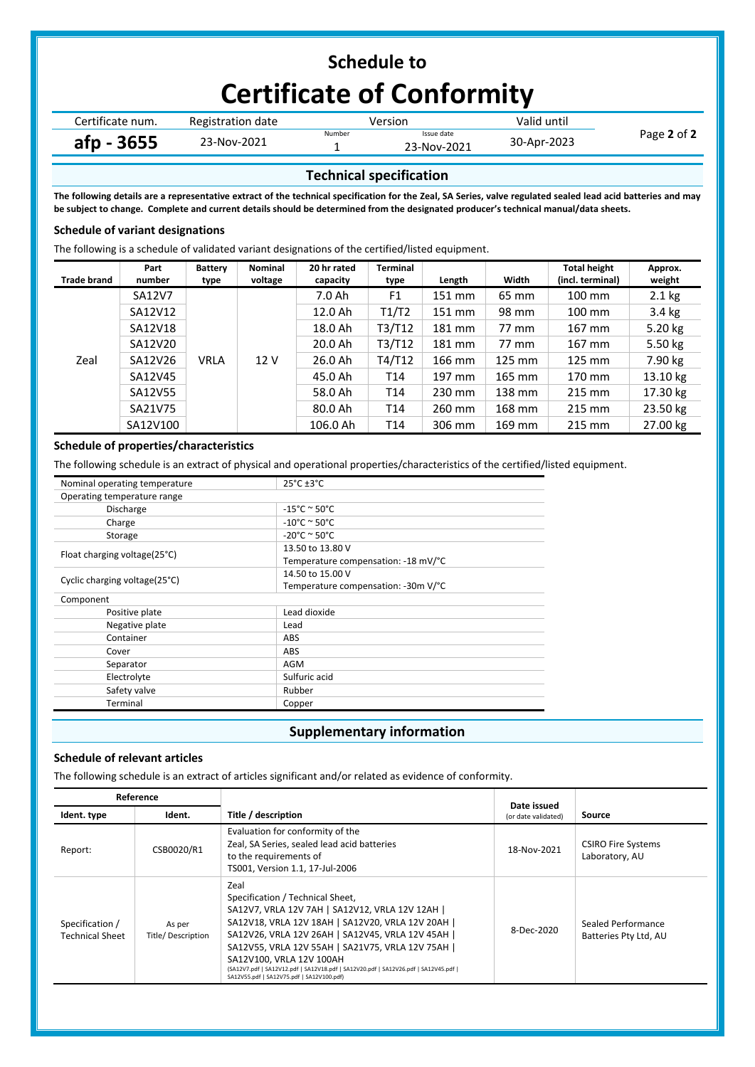# Schedule to
# Certificate of Conformity

| Certificate num. | Registration date | Version | | Valid until |
|---|---|---|---|---|
| | | Number | Issue date | |
| **afp - 3655** | 23-Nov-2021 | 1 | 23-Nov-2021 | 30-Apr-2023 |

## Technical specification

**The following details are a representative extract of the technical specification for the Zeal, SA Series, valve regulated sealed lead acid batteries and may be subject to change. Complete and current details should be determined from the designated producer's technical manual/data sheets.**

### Schedule of variant designations

The following is a schedule of validated variant designations of the certified/listed equipment.

| Trade brand | Part number | Battery type | Nominal voltage | 20 hr rated capacity | Terminal type | Length | Width | Total height (incl. terminal) | Approx. weight |
|---|---|---|---|---|---|---|---|---|---|
| Zeal | SA12V7 | VRLA | 12 V | 7.0 Ah | F1 | 151 mm | 65 mm | 100 mm | 2.1 kg |
| | SA12V12 | | | 12.0 Ah | T1/T2 | 151 mm | 98 mm | 100 mm | 3.4 kg |
| | SA12V18 | | | 18.0 Ah | T3/T12 | 181 mm | 77 mm | 167 mm | 5.20 kg |
| | SA12V20 | | | 20.0 Ah | T3/T12 | 181 mm | 77 mm | 167 mm | 5.50 kg |
| | SA12V26 | | | 26.0 Ah | T4/T12 | 166 mm | 125 mm | 125 mm | 7.90 kg |
| | SA12V45 | | | 45.0 Ah | T14 | 197 mm | 165 mm | 170 mm | 13.10 kg |
| | SA12V55 | | | 58.0 Ah | T14 | 230 mm | 138 mm | 215 mm | 17.30 kg |
| | SA21V75 | | | 80.0 Ah | T14 | 260 mm | 168 mm | 215 mm | 23.50 kg |
| | SA12V100 | | | 106.0 Ah | T14 | 306 mm | 169 mm | 215 mm | 27.00 kg |

### Schedule of properties/characteristics

The following schedule is an extract of physical and operational properties/characteristics of the certified/listed equipment.

| | |
|---|---|
| Nominal operating temperature | 25°C ±3°C |
| Operating temperature range | |
| Discharge | -15°C ~ 50°C |
| Charge | -10°C ~ 50°C |
| Storage | -20°C ~ 50°C |
| Float charging voltage(25°C) | 13.50 to 13.80 V<br>Temperature compensation: -18 mV/°C |
| Cyclic charging voltage(25°C) | 14.50 to 15.00 V<br>Temperature compensation: -30m V/°C |
| Component | |
| Positive plate | Lead dioxide |
| Negative plate | Lead |
| Container | ABS |
| Cover | ABS |
| Separator | AGM |
| Electrolyte | Sulfuric acid |
| Safety valve | Rubber |
| Terminal | Copper |

## Supplementary information

### Schedule of relevant articles

The following schedule is an extract of articles significant and/or related as evidence of conformity.

| Reference | | | | |
|---|---|---|---|---|
| Ident. type | Ident. | Title / description | Date issued (or date validated) | Source |
| Report: | CSB0020/R1 | Evaluation for conformity of the Zeal, SA Series, sealed lead acid batteries to the requirements of TS001, Version 1.1, 17-Jul-2006 | 18-Nov-2021 | CSIRO Fire Systems Laboratory, AU |
| Specification / Technical Sheet | As per Title/ Description | Zeal<br>Specification / Technical Sheet,<br>SA12V7, VRLA 12V 7AH \| SA12V12, VRLA 12V 12AH \| SA12V18, VRLA 12V 18AH \| SA12V20, VRLA 12V 20AH \| SA12V26, VRLA 12V 26AH \| SA12V45, VRLA 12V 45AH \| SA12V55, VRLA 12V 55AH \| SA21V75, VRLA 12V 75AH \| SA12V100, VRLA 12V 100AH<br>(SA12V7.pdf \| SA12V12.pdf \| SA12V18.pdf \| SA12V20.pdf \| SA12V26.pdf \| SA12V45.pdf \| SA12V55.pdf \| SA12V75.pdf \| SA12V100.pdf) | 8-Dec-2020 | Sealed Performance Batteries Pty Ltd, AU |